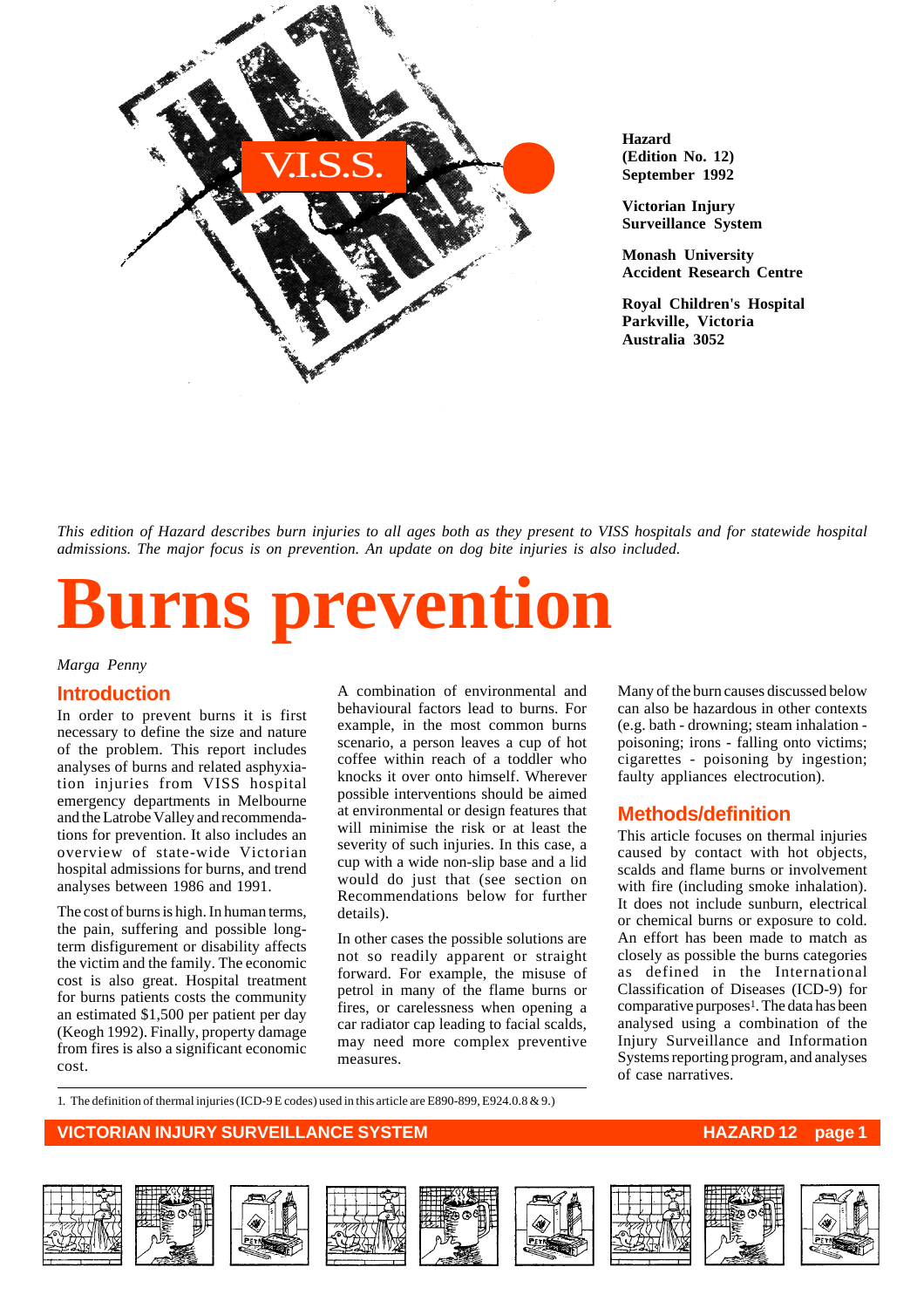Hazard
(Edition No. 12)
September 1992

Victorian Injury Surveillance System

Monash University Accident Research Centre

Royal Children's Hospital
Parkville, Victoria
Australia 3052

*This edition of Hazard describes burn injuries to all ages both as they present to VISS hospitals and for statewide hospital admissions. The major focus is on prevention. An update on dog bite injuries is also included.*

# Burns prevention

*Marga Penny*

## Introduction

In order to prevent burns it is first necessary to define the size and nature of the problem. This report includes analyses of burns and related asphyxiation injuries from VISS hospital emergency departments in Melbourne and the Latrobe Valley and recommendations for prevention. It also includes an overview of state-wide Victorian hospital admissions for burns, and trend analyses between 1986 and 1991.

The cost of burns is high. In human terms, the pain, suffering and possible long-term disfigurement or disability affects the victim and the family. The economic cost is also great. Hospital treatment for burns patients costs the community an estimated $1,500 per patient per day (Keogh 1992). Finally, property damage from fires is also a significant economic cost.

A combination of environmental and behavioural factors lead to burns. For example, in the most common burns scenario, a person leaves a cup of hot coffee within reach of a toddler who knocks it over onto himself. Wherever possible interventions should be aimed at environmental or design features that will minimise the risk or at least the severity of such injuries. In this case, a cup with a wide non-slip base and a lid would do just that (see section on Recommendations below for further details).

In other cases the possible solutions are not so readily apparent or straight forward. For example, the misuse of petrol in many of the flame burns or fires, or carelessness when opening a car radiator cap leading to facial scalds, may need more complex preventive measures.

Many of the burn causes discussed below can also be hazardous in other contexts (e.g. bath - drowning; steam inhalation - poisoning; irons - falling onto victims; cigarettes - poisoning by ingestion; faulty appliances electrocution).

## Methods/definition

This article focuses on thermal injuries caused by contact with hot objects, scalds and flame burns or involvement with fire (including smoke inhalation). It does not include sunburn, electrical or chemical burns or exposure to cold. An effort has been made to match as closely as possible the burns categories as defined in the International Classification of Diseases (ICD-9) for comparative purposes[1]. The data has been analysed using a combination of the Injury Surveillance and Information Systems reporting program, and analyses of case narratives.

1. The definition of thermal injuries (ICD-9 E codes) used in this article are E890-899, E924.0.8 & 9.)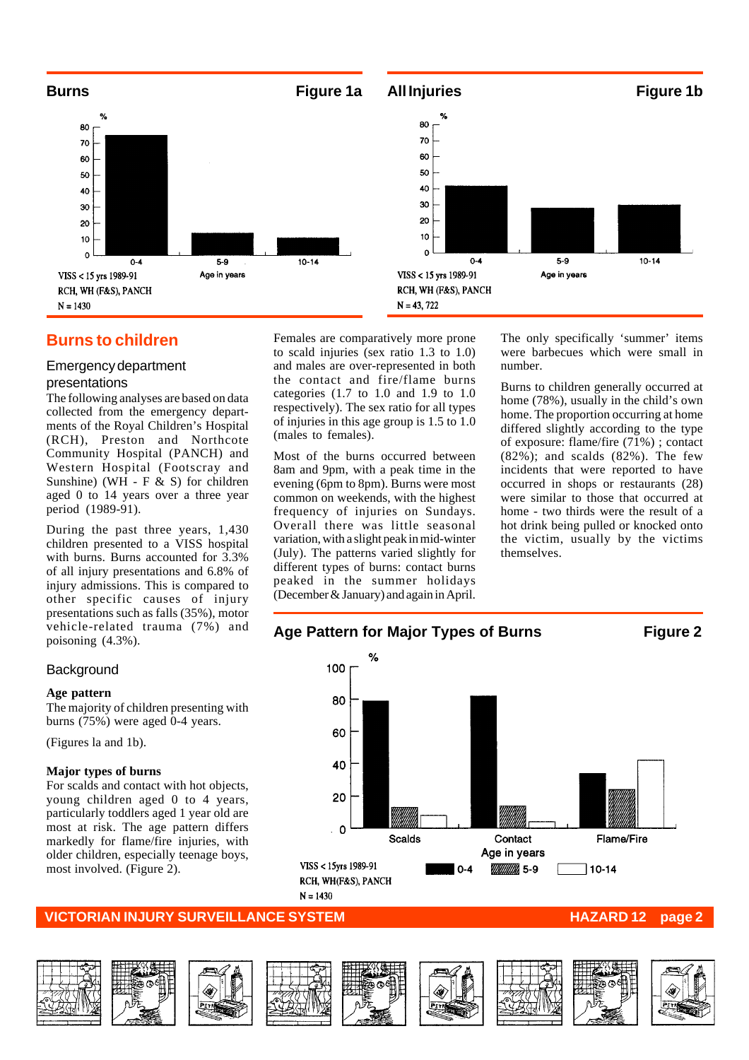## Burns — Figure 1a

VISS < 15 yrs 1989-91
RCH, WH (F&S), PANCH
N = 1430

## All Injuries — Figure 1b

VISS < 15 yrs 1989-91
RCH, WH (F&S), PANCH
N = 43, 722

# Burns to children

## Emergency department presentations

The following analyses are based on data collected from the emergency departments of the Royal Children's Hospital (RCH), Preston and Northcote Community Hospital (PANCH) and Western Hospital (Footscray and Sunshine) (WH - F & S) for children aged 0 to 14 years over a three year period (1989-91).

During the past three years, 1,430 children presented to a VISS hospital with burns. Burns accounted for 3.3% of all injury presentations and 6.8% of injury admissions. This is compared to other specific causes of injury presentations such as falls (35%), motor vehicle-related trauma (7%) and poisoning (4.3%).

## Background

**Age pattern**

The majority of children presenting with burns (75%) were aged 0-4 years.

(Figures la and 1b).

**Major types of burns**

For scalds and contact with hot objects, young children aged 0 to 4 years, particularly toddlers aged 1 year old are most at risk. The age pattern differs markedly for flame/fire injuries, with older children, especially teenage boys, most involved. (Figure 2).

Females are comparatively more prone to scald injuries (sex ratio 1.3 to 1.0) and males are over-represented in both the contact and fire/flame burns categories (1.7 to 1.0 and 1.9 to 1.0 respectively). The sex ratio for all types of injuries in this age group is 1.5 to 1.0 (males to females).

Most of the burns occurred between 8am and 9pm, with a peak time in the evening (6pm to 8pm). Burns were most common on weekends, with the highest frequency of injuries on Sundays. Overall there was little seasonal variation, with a slight peak in mid-winter (July). The patterns varied slightly for different types of burns: contact burns peaked in the summer holidays (December & January) and again in April.

The only specifically 'summer' items were barbecues which were small in number.

Burns to children generally occurred at home (78%), usually in the child's own home. The proportion occurring at home differed slightly according to the type of exposure: flame/fire (71%) ; contact (82%); and scalds (82%). The few incidents that were reported to have occurred in shops or restaurants (28) were similar to those that occurred at home - two thirds were the result of a hot drink being pulled or knocked onto the victim, usually by the victims themselves.

## Age Pattern for Major Types of Burns — Figure 2

VISS < 15yrs 1989-91
RCH, WH(F&S), PANCH
N = 1430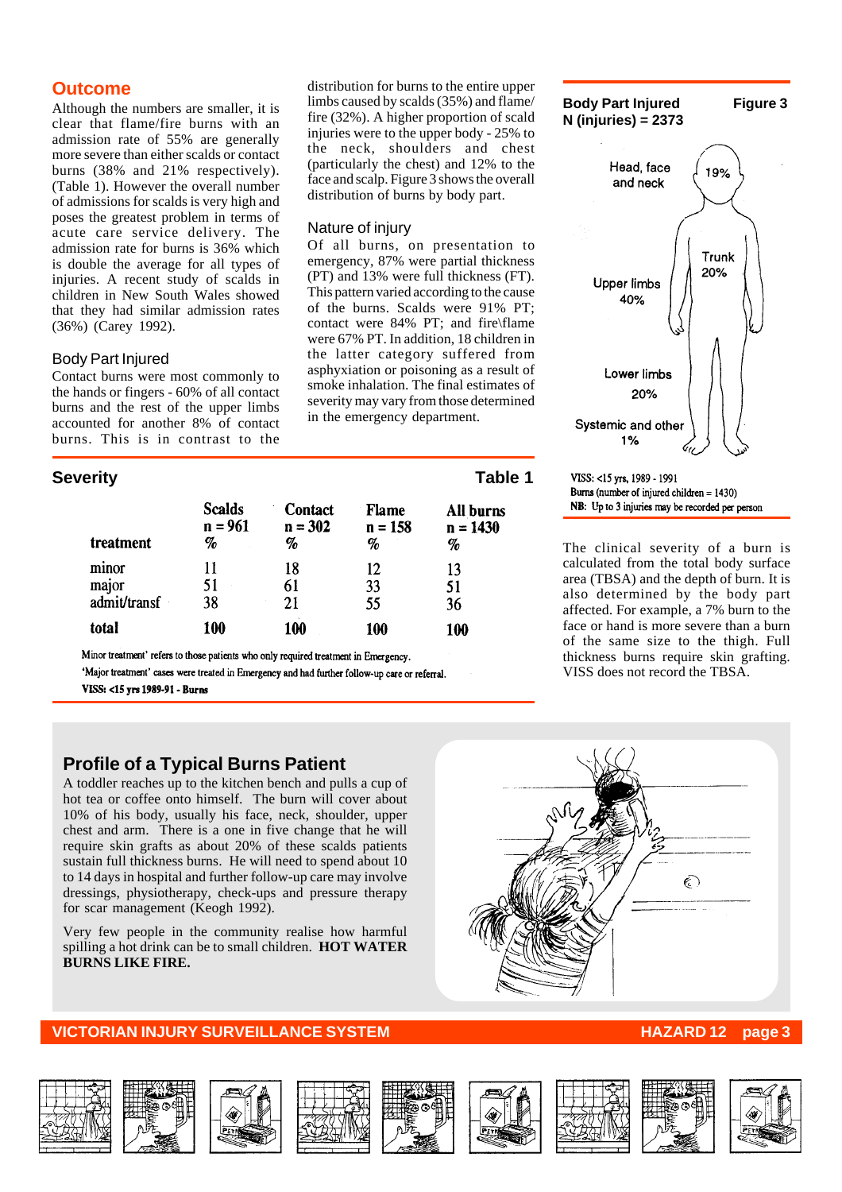## Outcome

Although the numbers are smaller, it is clear that flame/fire burns with an admission rate of 55% are generally more severe than either scalds or contact burns (38% and 21% respectively). (Table 1). However the overall number of admissions for scalds is very high and poses the greatest problem in terms of acute care service delivery. The admission rate for burns is 36% which is double the average for all types of injuries. A recent study of scalds in children in New South Wales showed that they had similar admission rates (36%) (Carey 1992).

### Body Part Injured

Contact burns were most commonly to the hands or fingers - 60% of all contact burns and the rest of the upper limbs accounted for another 8% of contact burns. This is in contrast to the distribution for burns to the entire upper limbs caused by scalds (35%) and flame/fire (32%). A higher proportion of scald injuries were to the upper body - 25% to the neck, shoulders and chest (particularly the chest) and 12% to the face and scalp. Figure 3 shows the overall distribution of burns by body part.

### Nature of injury

Of all burns, on presentation to emergency, 87% were partial thickness (PT) and 13% were full thickness (FT). This pattern varied according to the cause of the burns. Scalds were 91% PT; contact were 84% PT; and fire\flame were 67% PT. In addition, 18 children in the latter category suffered from asphyxiation or poisoning as a result of smoke inhalation. The final estimates of severity may vary from those determined in the emergency department.

**Body Part Injured** **Figure 3**
**N (injuries) = 2373**

| Body part | % |
|---|---|
| Head, face and neck | 19% |
| Trunk | 20% |
| Upper limbs | 40% |
| Lower limbs | 20% |
| Systemic and other | 1% |

VISS: <15 yrs, 1989 - 1991
Burns (number of injured children = 1430)
NB: Up to 3 injuries may be recorded per person

## Severity

**Table 1**

| treatment | Scalds n = 961 % | Contact n = 302 % | Flame n = 158 % | All burns n = 1430 % |
|---|---|---|---|---|
| minor | 11 | 18 | 12 | 13 |
| major | 51 | 61 | 33 | 51 |
| admit/transf | 38 | 21 | 55 | 36 |
| **total** | **100** | **100** | **100** | **100** |

Minor treatment' refers to those patients who only required treatment in Emergency.
'Major treatment' cases were treated in Emergency and had further follow-up care or referral.
**VISS: <15 yrs 1989-91 - Burns**

The clinical severity of a burn is calculated from the total body surface area (TBSA) and the depth of burn. It is also determined by the body part affected. For example, a 7% burn to the face or hand is more severe than a burn of the same size to the thigh. Full thickness burns require skin grafting. VISS does not record the TBSA.

## Profile of a Typical Burns Patient

A toddler reaches up to the kitchen bench and pulls a cup of hot tea or coffee onto himself. The burn will cover about 10% of his body, usually his face, neck, shoulder, upper chest and arm. There is a one in five change that he will require skin grafts as about 20% of these scalds patients sustain full thickness burns. He will need to spend about 10 to 14 days in hospital and further follow-up care may involve dressings, physiotherapy, check-ups and pressure therapy for scar management (Keogh 1992).

Very few people in the community realise how harmful spilling a hot drink can be to small children. **HOT WATER BURNS LIKE FIRE.**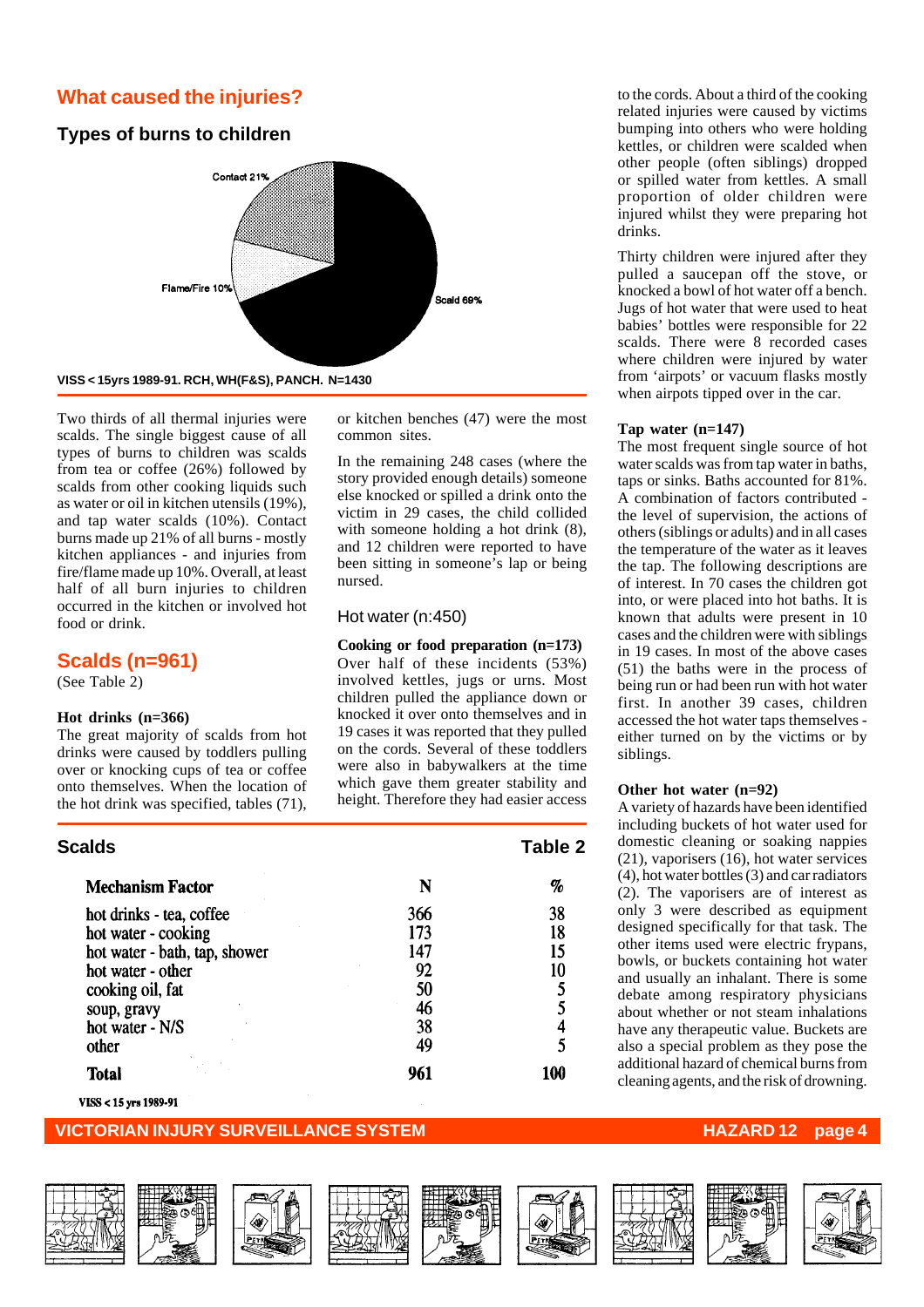## What caused the injuries?

### Types of burns to children

Contact 21%

Flame/Fire 10%

Scald 69%

VISS < 15yrs 1989-91. RCH, WH(F&S), PANCH. N=1430

Two thirds of all thermal injuries were scalds. The single biggest cause of all types of burns to children was scalds from tea or coffee (26%) followed by scalds from other cooking liquids such as water or oil in kitchen utensils (19%), and tap water scalds (10%). Contact burns made up 21% of all burns - mostly kitchen appliances - and injuries from fire/flame made up 10%. Overall, at least half of all burn injuries to children occurred in the kitchen or involved hot food or drink.

## Scalds (n=961)

(See Table 2)

**Hot drinks (n=366)**

The great majority of scalds from hot drinks were caused by toddlers pulling over or knocking cups of tea or coffee onto themselves. When the location of the hot drink was specified, tables (71), or kitchen benches (47) were the most common sites.

In the remaining 248 cases (where the story provided enough details) someone else knocked or spilled a drink onto the victim in 29 cases, the child collided with someone holding a hot drink (8), and 12 children were reported to have been sitting in someone's lap or being nursed.

### Hot water (n:450)

**Cooking or food preparation (n=173)**

Over half of these incidents (53%) involved kettles, jugs or urns. Most children pulled the appliance down or knocked it over onto themselves and in 19 cases it was reported that they pulled on the cords. Several of these toddlers were also in babywalkers at the time which gave them greater stability and height. Therefore they had easier access to the cords. About a third of the cooking related injuries were caused by victims bumping into others who were holding kettles, or children were scalded when other people (often siblings) dropped or spilled water from kettles. A small proportion of older children were injured whilst they were preparing hot drinks.

Thirty children were injured after they pulled a saucepan off the stove, or knocked a bowl of hot water off a bench. Jugs of hot water that were used to heat babies' bottles were responsible for 22 scalds. There were 8 recorded cases where children were injured by water from 'airpots' or vacuum flasks mostly when airpots tipped over in the car.

**Tap water (n=147)**

The most frequent single source of hot water scalds was from tap water in baths, taps or sinks. Baths accounted for 81%. A combination of factors contributed - the level of supervision, the actions of others (siblings or adults) and in all cases the temperature of the water as it leaves the tap. The following descriptions are of interest. In 70 cases the children got into, or were placed into hot baths. It is known that adults were present in 10 cases and the children were with siblings in 19 cases. In most of the above cases (51) the baths were in the process of being run or had been run with hot water first. In another 39 cases, children accessed the hot water taps themselves - either turned on by the victims or by siblings.

**Other hot water (n=92)**

A variety of hazards have been identified including buckets of hot water used for domestic cleaning or soaking nappies (21), vaporisers (16), hot water services (4), hot water bottles (3) and car radiators (2). The vaporisers are of interest as only 3 were described as equipment designed specifically for that task. The other items used were electric frypans, bowls, or buckets containing hot water and usually an inhalant. There is some debate among respiratory physicians about whether or not steam inhalations have any therapeutic value. Buckets are also a special problem as they pose the additional hazard of chemical burns from cleaning agents, and the risk of drowning.

### Scalds — Table 2

| Mechanism Factor | N | % |
|---|---|---|
| hot drinks - tea, coffee | 366 | 38 |
| hot water - cooking | 173 | 18 |
| hot water - bath, tap, shower | 147 | 15 |
| hot water - other | 92 | 10 |
| cooking oil, fat | 50 | 5 |
| soup, gravy | 46 | 5 |
| hot water - N/S | 38 | 4 |
| other | 49 | 5 |
| **Total** | **961** | **100** |

VISS < 15 yrs 1989-91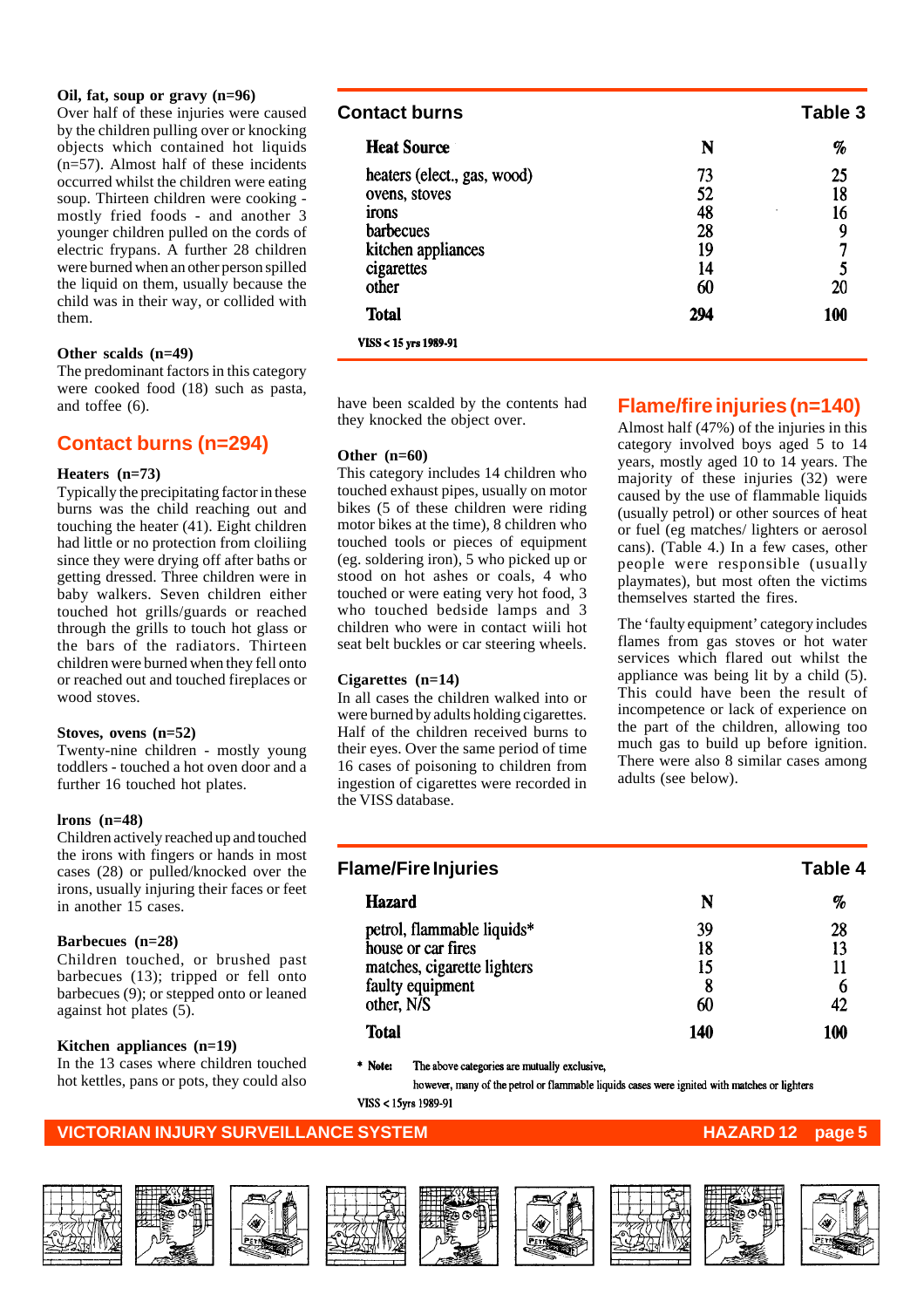**Oil, fat, soup or gravy (n=96)**
Over half of these injuries were caused by the children pulling over or knocking objects which contained hot liquids (n=57). Almost half of these incidents occurred whilst the children were eating soup. Thirteen children were cooking - mostly fried foods - and another 3 younger children pulled on the cords of electric frypans. A further 28 children were burned when an other person spilled the liquid on them, usually because the child was in their way, or collided with them.

**Other scalds (n=49)**
The predominant factors in this category were cooked food (18) such as pasta, and toffee (6).

## Contact burns (n=294)

**Heaters (n=73)**
Typically the precipitating factor in these burns was the child reaching out and touching the heater (41). Eight children had little or no protection from cloiliing since they were drying off after baths or getting dressed. Three children were in baby walkers. Seven children either touched hot grills/guards or reached through the grills to touch hot glass or the bars of the radiators. Thirteen children were burned when they fell onto or reached out and touched fireplaces or wood stoves.

**Stoves, ovens (n=52)**
Twenty-nine children - mostly young toddlers - touched a hot oven door and a further 16 touched hot plates.

**lrons (n=48)**
Children actively reached up and touched the irons with fingers or hands in most cases (28) or pulled/knocked over the irons, usually injuring their faces or feet in another 15 cases.

**Barbecues (n=28)**
Children touched, or brushed past barbecues (13); tripped or fell onto barbecues (9); or stepped onto or leaned against hot plates (5).

**Kitchen appliances (n=19)**
In the 13 cases where children touched hot kettles, pans or pots, they could also have been scalded by the contents had they knocked the object over.

**Contact burns — Table 3**

| Heat Source | N | % |
|---|---|---|
| heaters (elect., gas, wood) | 73 | 25 |
| ovens, stoves | 52 | 18 |
| irons | 48 | 16 |
| barbecues | 28 | 9 |
| kitchen appliances | 19 | 7 |
| cigarettes | 14 | 5 |
| other | 60 | 20 |
| **Total** | **294** | **100** |

VISS < 15 yrs 1989-91

**Other (n=60)**
This category includes 14 children who touched exhaust pipes, usually on motor bikes (5 of these children were riding motor bikes at the time), 8 children who touched tools or pieces of equipment (eg. soldering iron), 5 who picked up or stood on hot ashes or coals, 4 who touched or were eating very hot food, 3 who touched bedside lamps and 3 children who were in contact wiili hot seat belt buckles or car steering wheels.

**Cigarettes (n=14)**
In all cases the children walked into or were burned by adults holding cigarettes. Half of the children received burns to their eyes. Over the same period of time 16 cases of poisoning to children from ingestion of cigarettes were recorded in the VISS database.

## Flame/fire injuries (n=140)

Almost half (47%) of the injuries in this category involved boys aged 5 to 14 years, mostly aged 10 to 14 years. The majority of these injuries (32) were caused by the use of flammable liquids (usually petrol) or other sources of heat or fuel (eg matches/ lighters or aerosol cans). (Table 4.) In a few cases, other people were responsible (usually playmates), but most often the victims themselves started the fires.

The 'faulty equipment' category includes flames from gas stoves or hot water services which flared out whilst the appliance was being lit by a child (5). This could have been the result of incompetence or lack of experience on the part of the children, allowing too much gas to build up before ignition. There were also 8 similar cases among adults (see below).

**Flame/Fire Injuries — Table 4**

| Hazard | N | % |
|---|---|---|
| petrol, flammable liquids* | 39 | 28 |
| house or car fires | 18 | 13 |
| matches, cigarette lighters | 15 | 11 |
| faulty equipment | 8 | 6 |
| other, N/S | 60 | 42 |
| **Total** | **140** | **100** |

\* Note: The above categories are mutually exclusive, however, many of the petrol or flammable liquids cases were ignited with matches or lighters

VISS < 15yrs 1989-91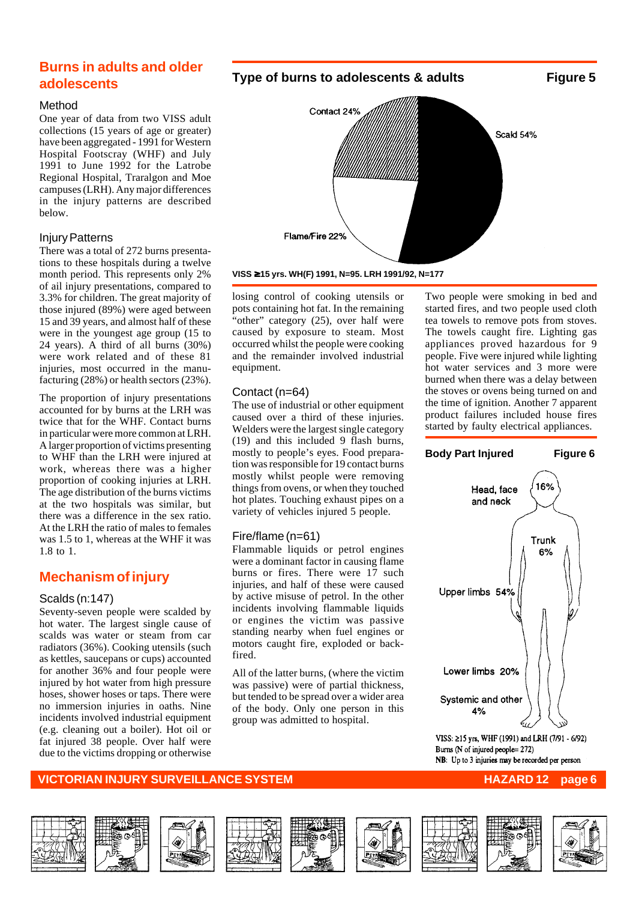## Burns in adults and older adolescents

### Method

One year of data from two VISS adult collections (15 years of age or greater) have been aggregated - 1991 for Western Hospital Footscray (WHF) and July 1991 to June 1992 for the Latrobe Regional Hospital, Traralgon and Moe campuses (LRH). Any major differences in the injury patterns are described below.

### Injury Patterns

There was a total of 272 burns presentations to these hospitals during a twelve month period. This represents only 2% of ail injury presentations, compared to 3.3% for children. The great majority of those injured (89%) were aged between 15 and 39 years, and almost half of these were in the youngest age group (15 to 24 years). A third of all burns (30%) were work related and of these 81 injuries, most occurred in the manufacturing (28%) or health sectors (23%).

The proportion of injury presentations accounted for by burns at the LRH was twice that for the WHF. Contact burns in particular were more common at LRH. A larger proportion of victims presenting to WHF than the LRH were injured at work, whereas there was a higher proportion of cooking injuries at LRH. The age distribution of the burns victims at the two hospitals was similar, but there was a difference in the sex ratio. At the LRH the ratio of males to females was 1.5 to 1, whereas at the WHF it was 1.8 to 1.

**Type of burns to adolescents & adults — Figure 5**

Contact 24%, Scald 54%, Flame/Fire 22%

VISS ≥15 yrs. WH(F) 1991, N=95. LRH 1991/92, N=177

## Mechanism of injury

### Scalds (n:147)

Seventy-seven people were scalded by hot water. The largest single cause of scalds was water or steam from car radiators (36%). Cooking utensils (such as kettles, saucepans or cups) accounted for another 36% and four people were injured by hot water from high pressure hoses, shower hoses or taps. There were no immersion injuries in oaths. Nine incidents involved industrial equipment (e.g. cleaning out a boiler). Hot oil or fat injured 38 people. Over half were due to the victims dropping or otherwise losing control of cooking utensils or pots containing hot fat. In the remaining "other" category (25), over half were caused by exposure to steam. Most occurred whilst the people were cooking and the remainder involved industrial equipment.

### Contact (n=64)

The use of industrial or other equipment caused over a third of these injuries. Welders were the largest single category (19) and this included 9 flash burns, mostly to people's eyes. Food preparation was responsible for 19 contact burns mostly whilst people were removing things from ovens, or when they touched hot plates. Touching exhaust pipes on a variety of vehicles injured 5 people.

### Fire/flame (n=61)

Flammable liquids or petrol engines were a dominant factor in causing flame burns or fires. There were 17 such injuries, and half of these were caused by active misuse of petrol. In the other incidents involving flammable liquids or engines the victim was passive standing nearby when fuel engines or motors caught fire, exploded or backfired.

All of the latter burns, (where the victim was passive) were of partial thickness, but tended to be spread over a wider area of the body. Only one person in this group was admitted to hospital.

Two people were smoking in bed and started fires, and two people used cloth tea towels to remove pots from stoves. The towels caught fire. Lighting gas appliances proved hazardous for 9 people. Five were injured while lighting hot water services and 3 more were burned when there was a delay between the stoves or ovens being turned on and the time of ignition. Another 7 apparent product failures included house fires started by faulty electrical appliances.

**Body Part Injured — Figure 6**

- Head, face and neck 16%
- Trunk 6%
- Upper limbs 54%
- Lower limbs 20%
- Systemic and other 4%

VISS: ≥15 yrs, WHF (1991) and LRH (7/91 - 6/92)
Burns (N of injured people= 272)
NB: Up to 3 injuries may be recorded per person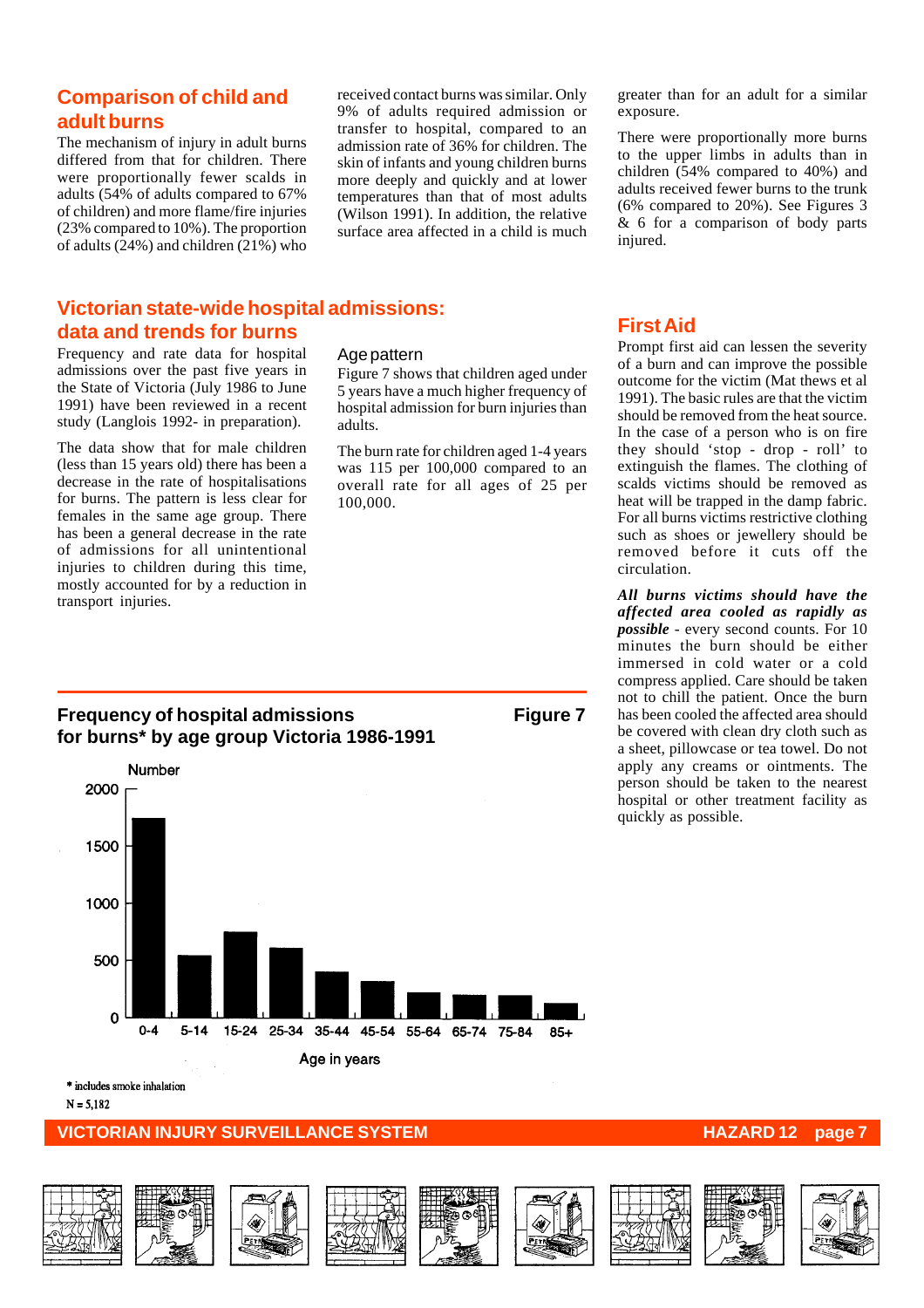## Comparison of child and adult burns

The mechanism of injury in adult burns differed from that for children. There were proportionally fewer scalds in adults (54% of adults compared to 67% of children) and more flame/fire injuries (23% compared to 10%). The proportion of adults (24%) and children (21%) who received contact burns was similar. Only 9% of adults required admission or transfer to hospital, compared to an admission rate of 36% for children. The skin of infants and young children burns more deeply and quickly and at lower temperatures than that of most adults (Wilson 1991). In addition, the relative surface area affected in a child is much greater than for an adult for a similar exposure.

There were proportionally more burns to the upper limbs in adults than in children (54% compared to 40%) and adults received fewer burns to the trunk (6% compared to 20%). See Figures 3 & 6 for a comparison of body parts injured.

## Victorian state-wide hospital admissions: data and trends for burns

Frequency and rate data for hospital admissions over the past five years in the State of Victoria (July 1986 to June 1991) have been reviewed in a recent study (Langlois 1992- in preparation).

The data show that for male children (less than 15 years old) there has been a decrease in the rate of hospitalisations for burns. The pattern is less clear for females in the same age group. There has been a general decrease in the rate of admissions for all unintentional injuries to children during this time, mostly accounted for by a reduction in transport injuries.

### Age pattern

Figure 7 shows that children aged under 5 years have a much higher frequency of hospital admission for burn injuries than adults.

The burn rate for children aged 1-4 years was 115 per 100,000 compared to an overall rate for all ages of 25 per 100,000.

### Frequency of hospital admissions for burns* by age group Victoria 1986-1991 — Figure 7

| Age in years | Number (approx.) |
|---|---|
| 0-4 | ~1750 |
| 5-14 | ~550 |
| 15-24 | ~750 |
| 25-34 | ~610 |
| 35-44 | ~410 |
| 45-54 | ~320 |
| 55-64 | ~230 |
| 65-74 | ~210 |
| 75-84 | ~200 |
| 85+ | ~130 |

\* includes smoke inhalation

N = 5,182

## First Aid

Prompt first aid can lessen the severity of a burn and can improve the possible outcome for the victim (Mat thews et al 1991). The basic rules are that the victim should be removed from the heat source. In the case of a person who is on fire they should 'stop - drop - roll' to extinguish the flames. The clothing of scalds victims should be removed as heat will be trapped in the damp fabric. For all burns victims restrictive clothing such as shoes or jewellery should be removed before it cuts off the circulation.

***All burns victims should have the affected area cooled as rapidly as possible*** - every second counts. For 10 minutes the burn should be either immersed in cold water or a cold compress applied. Care should be taken not to chill the patient. Once the burn has been cooled the affected area should be covered with clean dry cloth such as a sheet, pillowcase or tea towel. Do not apply any creams or ointments. The person should be taken to the nearest hospital or other treatment facility as quickly as possible.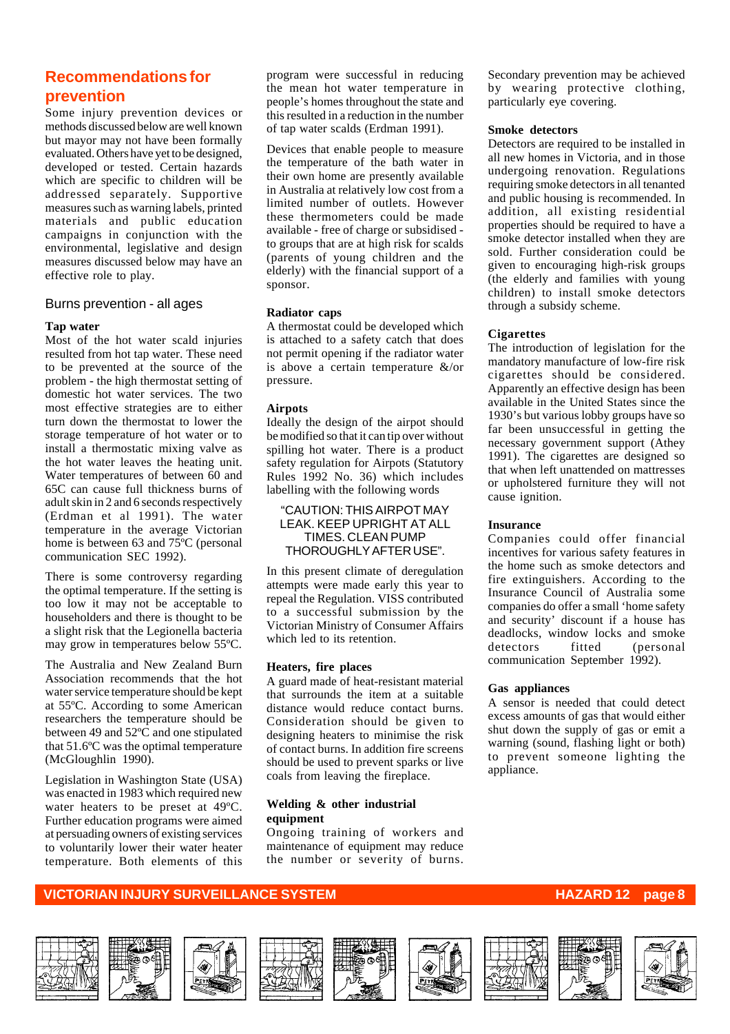## Recommendations for prevention

Some injury prevention devices or methods discussed below are well known but mayor may not have been formally evaluated. Others have yet to be designed, developed or tested. Certain hazards which are specific to children will be addressed separately. Supportive measures such as warning labels, printed materials and public education campaigns in conjunction with the environmental, legislative and design measures discussed below may have an effective role to play.

### Burns prevention - all ages

**Tap water**

Most of the hot water scald injuries resulted from hot tap water. These need to be prevented at the source of the problem - the high thermostat setting of domestic hot water services. The two most effective strategies are to either turn down the thermostat to lower the storage temperature of hot water or to install a thermostatic mixing valve as the hot water leaves the heating unit. Water temperatures of between 60 and 65C can cause full thickness burns of adult skin in 2 and 6 seconds respectively (Erdman et al 1991). The water temperature in the average Victorian home is between 63 and 75ºC (personal communication SEC 1992).

There is some controversy regarding the optimal temperature. If the setting is too low it may not be acceptable to householders and there is thought to be a slight risk that the Legionella bacteria may grow in temperatures below 55ºC.

The Australia and New Zealand Burn Association recommends that the hot water service temperature should be kept at 55ºC. According to some American researchers the temperature should be between 49 and 52ºC and one stipulated that 51.6ºC was the optimal temperature (McGloughlin 1990).

Legislation in Washington State (USA) was enacted in 1983 which required new water heaters to be preset at 49ºC. Further education programs were aimed at persuading owners of existing services to voluntarily lower their water heater temperature. Both elements of this program were successful in reducing the mean hot water temperature in people's homes throughout the state and this resulted in a reduction in the number of tap water scalds (Erdman 1991).

Devices that enable people to measure the temperature of the bath water in their own home are presently available in Australia at relatively low cost from a limited number of outlets. However these thermometers could be made available - free of charge or subsidised - to groups that are at high risk for scalds (parents of young children and the elderly) with the financial support of a sponsor.

**Radiator caps**

A thermostat could be developed which is attached to a safety catch that does not permit opening if the radiator water is above a certain temperature &/or pressure.

**Airpots**

Ideally the design of the airpot should be modified so that it can tip over without spilling hot water. There is a product safety regulation for Airpots (Statutory Rules 1992 No. 36) which includes labelling with the following words

"CAUTION: THIS AIRPOT MAY LEAK. KEEP UPRIGHT AT ALL TIMES. CLEAN PUMP THOROUGHLY AFTER USE".

In this present climate of deregulation attempts were made early this year to repeal the Regulation. VISS contributed to a successful submission by the Victorian Ministry of Consumer Affairs which led to its retention.

**Heaters, fire places**

A guard made of heat-resistant material that surrounds the item at a suitable distance would reduce contact burns. Consideration should be given to designing heaters to minimise the risk of contact burns. In addition fire screens should be used to prevent sparks or live coals from leaving the fireplace.

**Welding & other industrial equipment**

Ongoing training of workers and maintenance of equipment may reduce the number or severity of burns. Secondary prevention may be achieved by wearing protective clothing, particularly eye covering.

**Smoke detectors**

Detectors are required to be installed in all new homes in Victoria, and in those undergoing renovation. Regulations requiring smoke detectors in all tenanted and public housing is recommended. In addition, all existing residential properties should be required to have a smoke detector installed when they are sold. Further consideration could be given to encouraging high-risk groups (the elderly and families with young children) to install smoke detectors through a subsidy scheme.

**Cigarettes**

The introduction of legislation for the mandatory manufacture of low-fire risk cigarettes should be considered. Apparently an effective design has been available in the United States since the 1930's but various lobby groups have so far been unsuccessful in getting the necessary government support (Athey 1991). The cigarettes are designed so that when left unattended on mattresses or upholstered furniture they will not cause ignition.

**Insurance**

Companies could offer financial incentives for various safety features in the home such as smoke detectors and fire extinguishers. According to the Insurance Council of Australia some companies do offer a small 'home safety and security' discount if a house has deadlocks, window locks and smoke detectors fitted (personal communication September 1992).

**Gas appliances**

A sensor is needed that could detect excess amounts of gas that would either shut down the supply of gas or emit a warning (sound, flashing light or both) to prevent someone lighting the appliance.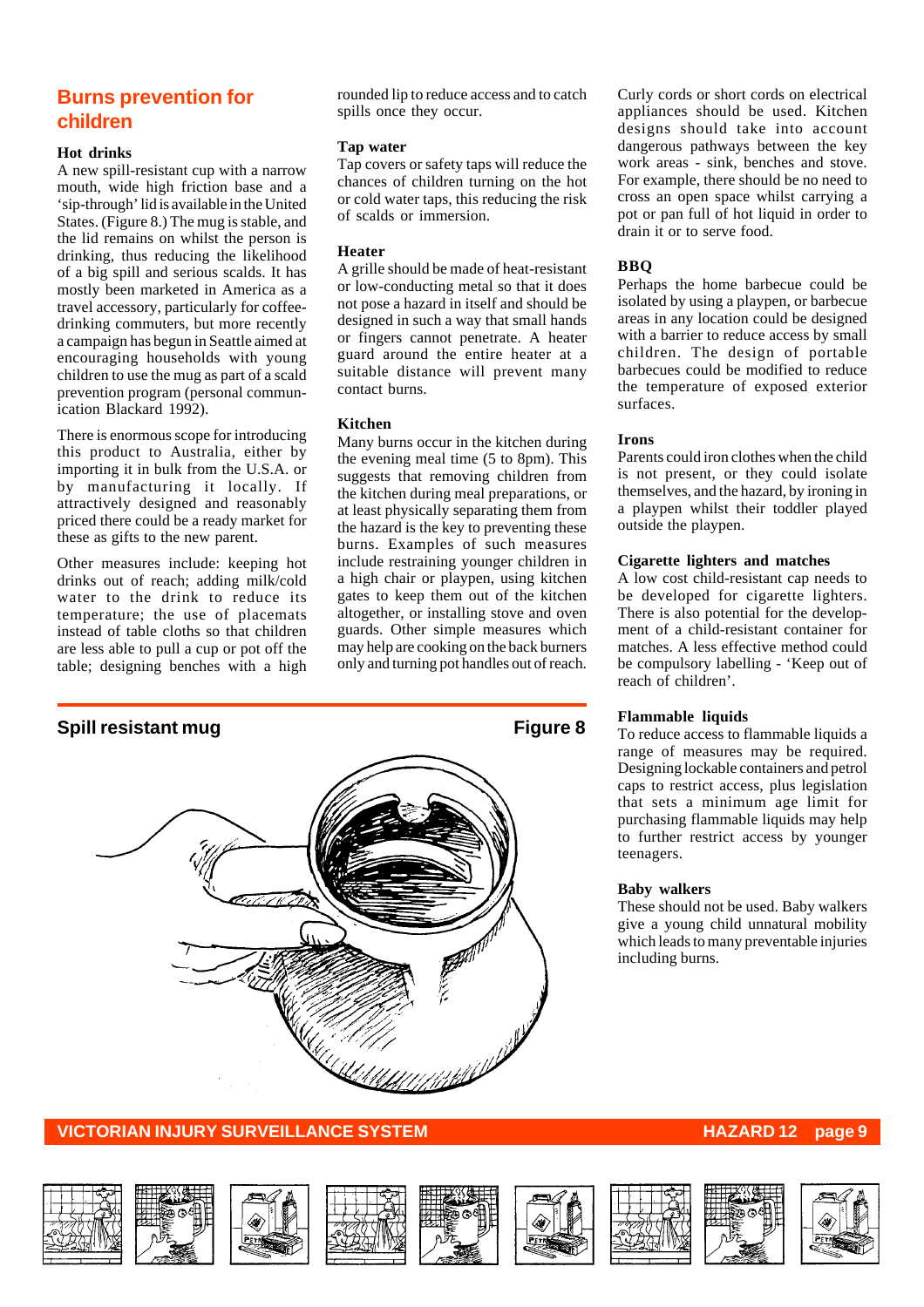## Burns prevention for children

### Hot drinks

A new spill-resistant cup with a narrow mouth, wide high friction base and a 'sip-through' lid is available in the United States. (Figure 8.) The mug is stable, and the lid remains on whilst the person is drinking, thus reducing the likelihood of a big spill and serious scalds. It has mostly been marketed in America as a travel accessory, particularly for coffee-drinking commuters, but more recently a campaign has begun in Seattle aimed at encouraging households with young children to use the mug as part of a scald prevention program (personal communication Blackard 1992).

There is enormous scope for introducing this product to Australia, either by importing it in bulk from the U.S.A. or by manufacturing it locally. If attractively designed and reasonably priced there could be a ready market for these as gifts to the new parent.

Other measures include: keeping hot drinks out of reach; adding milk/cold water to the drink to reduce its temperature; the use of placemats instead of table cloths so that children are less able to pull a cup or pot off the table; designing benches with a high rounded lip to reduce access and to catch spills once they occur.

### Tap water

Tap covers or safety taps will reduce the chances of children turning on the hot or cold water taps, this reducing the risk of scalds or immersion.

### Heater

A grille should be made of heat-resistant or low-conducting metal so that it does not pose a hazard in itself and should be designed in such a way that small hands or fingers cannot penetrate. A heater guard around the entire heater at a suitable distance will prevent many contact burns.

### Kitchen

Many burns occur in the kitchen during the evening meal time (5 to 8pm). This suggests that removing children from the kitchen during meal preparations, or at least physically separating them from the hazard is the key to preventing these burns. Examples of such measures include restraining younger children in a high chair or playpen, using kitchen gates to keep them out of the kitchen altogether, or installing stove and oven guards. Other simple measures which may help are cooking on the back burners only and turning pot handles out of reach.

Curly cords or short cords on electrical appliances should be used. Kitchen designs should take into account dangerous pathways between the key work areas - sink, benches and stove. For example, there should be no need to cross an open space whilst carrying a pot or pan full of hot liquid in order to drain it or to serve food.

### BBQ

Perhaps the home barbecue could be isolated by using a playpen, or barbecue areas in any location could be designed with a barrier to reduce access by small children. The design of portable barbecues could be modified to reduce the temperature of exposed exterior surfaces.

### Irons

Parents could iron clothes when the child is not present, or they could isolate themselves, and the hazard, by ironing in a playpen whilst their toddler played outside the playpen.

### Cigarette lighters and matches

A low cost child-resistant cap needs to be developed for cigarette lighters. There is also potential for the development of a child-resistant container for matches. A less effective method could be compulsory labelling - 'Keep out of reach of children'.

### Flammable liquids

To reduce access to flammable liquids a range of measures may be required. Designing lockable containers and petrol caps to restrict access, plus legislation that sets a minimum age limit for purchasing flammable liquids may help to further restrict access by younger teenagers.

### Baby walkers

These should not be used. Baby walkers give a young child unnatural mobility which leads to many preventable injuries including burns.

**Spill resistant mug** — **Figure 8**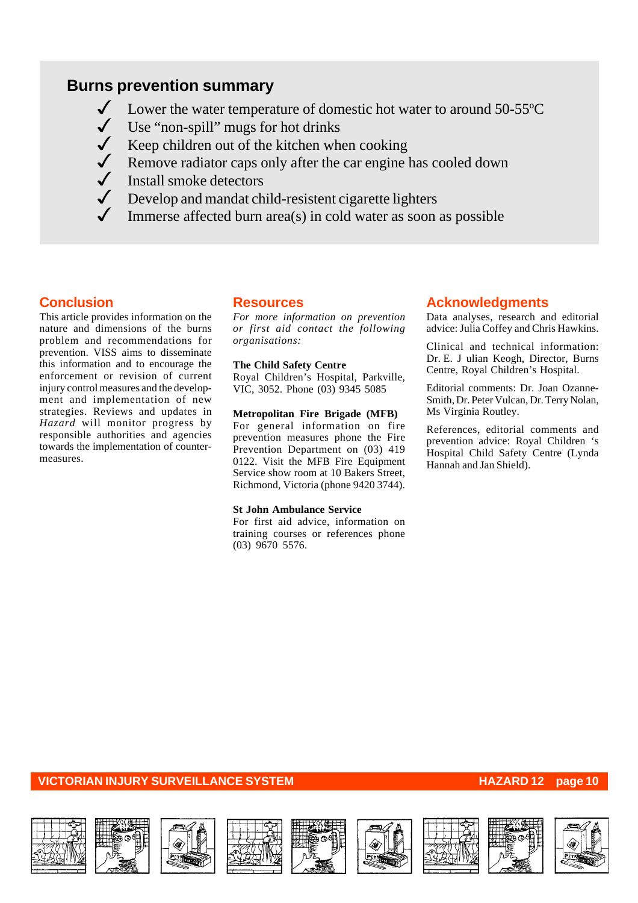## Burns prevention summary

- ✓ Lower the water temperature of domestic hot water to around 50-55ºC
- ✓ Use “non-spill” mugs for hot drinks
- ✓ Keep children out of the kitchen when cooking
- ✓ Remove radiator caps only after the car engine has cooled down
- ✓ Install smoke detectors
- ✓ Develop and mandat child-resistent cigarette lighters
- ✓ Immerse affected burn area(s) in cold water as soon as possible

## Conclusion

This article provides information on the nature and dimensions of the burns problem and recommendations for prevention. VISS aims to disseminate this information and to encourage the enforcement or revision of current injury control measures and the development and implementation of new strategies. Reviews and updates in *Hazard* will monitor progress by responsible authorities and agencies towards the implementation of countermeasures.

## Resources

*For more information on prevention or first aid contact the following organisations:*

**The Child Safety Centre**
Royal Children’s Hospital, Parkville, VIC, 3052. Phone (03) 9345 5085

**Metropolitan Fire Brigade (MFB)**
For general information on fire prevention measures phone the Fire Prevention Department on (03) 419 0122. Visit the MFB Fire Equipment Service show room at 10 Bakers Street, Richmond, Victoria (phone 9420 3744).

**St John Ambulance Service**
For first aid advice, information on training courses or references phone (03) 9670 5576.

## Acknowledgments

Data analyses, research and editorial advice: Julia Coffey and Chris Hawkins.

Clinical and technical information: Dr. E. J ulian Keogh, Director, Burns Centre, Royal Children’s Hospital.

Editorial comments: Dr. Joan Ozanne-Smith, Dr. Peter Vulcan, Dr. Terry Nolan, Ms Virginia Routley.

References, editorial comments and prevention advice: Royal Children ‘s Hospital Child Safety Centre (Lynda Hannah and Jan Shield).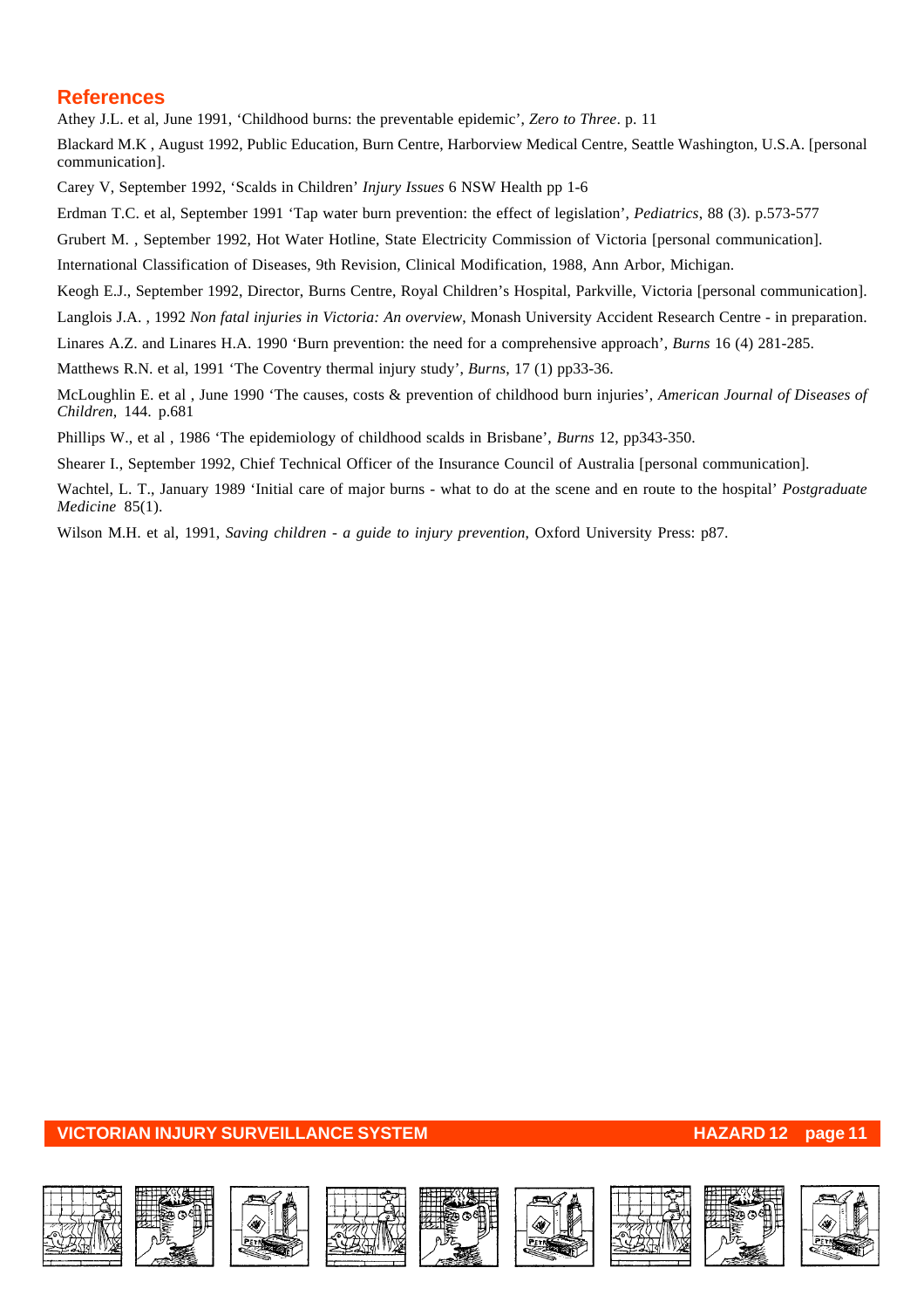## References

Athey J.L. et al, June 1991, 'Childhood burns: the preventable epidemic', *Zero to Three*. p. 11

Blackard M.K , August 1992, Public Education, Burn Centre, Harborview Medical Centre, Seattle Washington, U.S.A. [personal communication].

Carey V, September 1992, 'Scalds in Children' *Injury Issues* 6 NSW Health pp 1-6

Erdman T.C. et al, September 1991 'Tap water burn prevention: the effect of legislation', *Pediatrics*, 88 (3). p.573-577

Grubert M. , September 1992, Hot Water Hotline, State Electricity Commission of Victoria [personal communication].

International Classification of Diseases, 9th Revision, Clinical Modification, 1988, Ann Arbor, Michigan.

Keogh E.J., September 1992, Director, Burns Centre, Royal Children's Hospital, Parkville, Victoria [personal communication].

Langlois J.A. , 1992 *Non fatal injuries in Victoria: An overview*, Monash University Accident Research Centre - in preparation.

Linares A.Z. and Linares H.A. 1990 'Burn prevention: the need for a comprehensive approach', *Burns* 16 (4) 281-285.

Matthews R.N. et al, 1991 'The Coventry thermal injury study', *Burns*, 17 (1) pp33-36.

McLoughlin E. et al , June 1990 'The causes, costs & prevention of childhood burn injuries', *American Journal of Diseases of Children*, 144. p.681

Phillips W., et al , 1986 'The epidemiology of childhood scalds in Brisbane', *Burns* 12, pp343-350.

Shearer I., September 1992, Chief Technical Officer of the Insurance Council of Australia [personal communication].

Wachtel, L. T., January 1989 'Initial care of major burns - what to do at the scene and en route to the hospital' *Postgraduate Medicine* 85(1).

Wilson M.H. et al, 1991, *Saving children - a guide to injury prevention*, Oxford University Press: p87.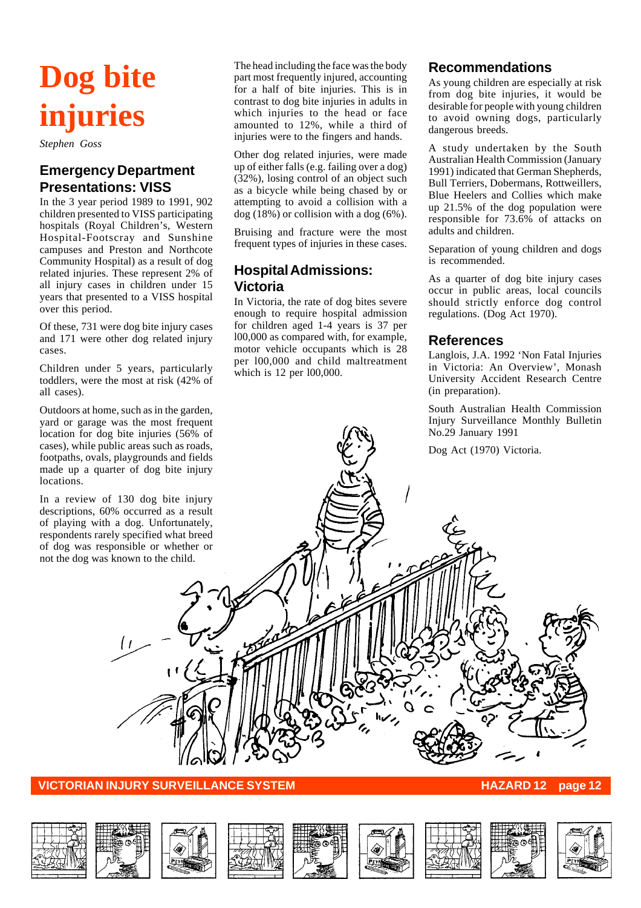# Dog bite injuries

*Stephen Goss*

## Emergency Department Presentations: VISS

In the 3 year period 1989 to 1991, 902 children presented to VISS participating hospitals (Royal Children's, Western Hospital-Footscray and Sunshine campuses and Preston and Northcote Community Hospital) as a result of dog related injuries. These represent 2% of all injury cases in children under 15 years that presented to a VISS hospital over this period.

Of these, 731 were dog bite injury cases and 171 were other dog related injury cases.

Children under 5 years, particularly toddlers, were the most at risk (42% of all cases).

Outdoors at home, such as in the garden, yard or garage was the most frequent location for dog bite injuries (56% of cases), while public areas such as roads, footpaths, ovals, playgrounds and fields made up a quarter of dog bite injury locations.

In a review of 130 dog bite injury descriptions, 60% occurred as a result of playing with a dog. Unfortunately, respondents rarely specified what breed of dog was responsible or whether or not the dog was known to the child.

The head including the face was the body part most frequently injured, accounting for a half of bite injuries. This is in contrast to dog bite injuries in adults in which injuries to the head or face amounted to 12%, while a third of injuries were to the fingers and hands.

Other dog related injuries, were made up of either falls (e.g. failing over a dog) (32%), losing control of an object such as a bicycle while being chased by or attempting to avoid a collision with a dog (18%) or collision with a dog (6%).

Bruising and fracture were the most frequent types of injuries in these cases.

## Hospital Admissions: Victoria

In Victoria, the rate of dog bites severe enough to require hospital admission for children aged 1-4 years is 37 per 100,000 as compared with, for example, motor vehicle occupants which is 28 per 100,000 and child maltreatment which is 12 per 100,000.

## Recommendations

As young children are especially at risk from dog bite injuries, it would be desirable for people with young children to avoid owning dogs, particularly dangerous breeds.

A study undertaken by the South Australian Health Commission (January 1991) indicated that German Shepherds, Bull Terriers, Dobermans, Rottweilers, Blue Heelers and Collies which make up 21.5% of the dog population were responsible for 73.6% of attacks on adults and children.

Separation of young children and dogs is recommended.

As a quarter of dog bite injury cases occur in public areas, local councils should strictly enforce dog control regulations. (Dog Act 1970).

## References

Langlois, J.A. 1992 'Non Fatal Injuries in Victoria: An Overview', Monash University Accident Research Centre (in preparation).

South Australian Health Commission Injury Surveillance Monthly Bulletin No.29 January 1991

Dog Act (1970) Victoria.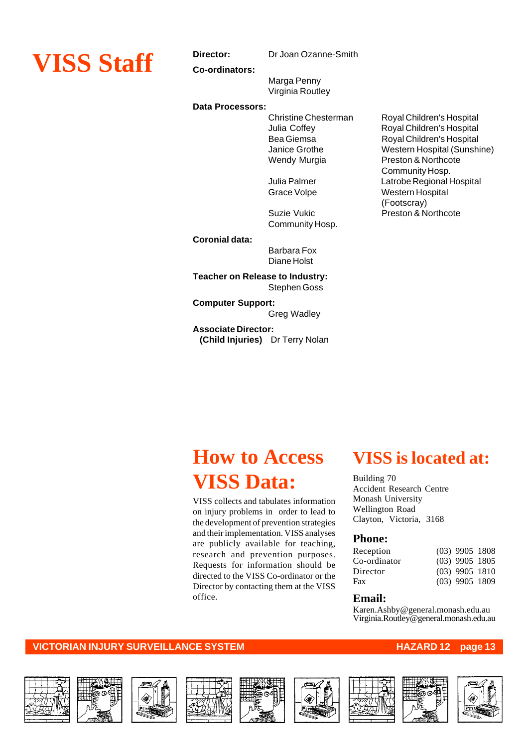# VISS Staff

**Director:** Dr Joan Ozanne-Smith

**Co-ordinators:**
Marga Penny
Virginia Routley

**Data Processors:**

| Name | Hospital |
|---|---|
| Christine Chesterman | Royal Children's Hospital |
| Julia Coffey | Royal Children's Hospital |
| Bea Giemsa | Royal Children's Hospital |
| Janice Grothe | Western Hospital (Sunshine) |
| Wendy Murgia | Preston & Northcote Community Hosp. |
| Julia Palmer | Latrobe Regional Hospital |
| Grace Volpe | Western Hospital (Footscray) |
| Suzie Vukic | Preston & Northcote Community Hosp. |

**Coronial data:**
Barbara Fox
Diane Holst

**Teacher on Release to Industry:**
Stephen Goss

**Computer Support:**
Greg Wadley

**Associate Director:**
**(Child Injuries)** Dr Terry Nolan

# How to Access VISS Data:

VISS collects and tabulates information on injury problems in order to lead to the development of prevention strategies and their implementation. VISS analyses are publicly available for teaching, research and prevention purposes. Requests for information should be directed to the VISS Co-ordinator or the Director by contacting them at the VISS office.

# VISS is located at:

Building 70
Accident Research Centre
Monash University
Wellington Road
Clayton, Victoria, 3168

## Phone:

| | |
|---|---|
| Reception | (03) 9905 1808 |
| Co-ordinator | (03) 9905 1805 |
| Director | (03) 9905 1810 |
| Fax | (03) 9905 1809 |

## Email:

Karen.Ashby@general.monash.edu.au
Virginia.Routley@general.monash.edu.au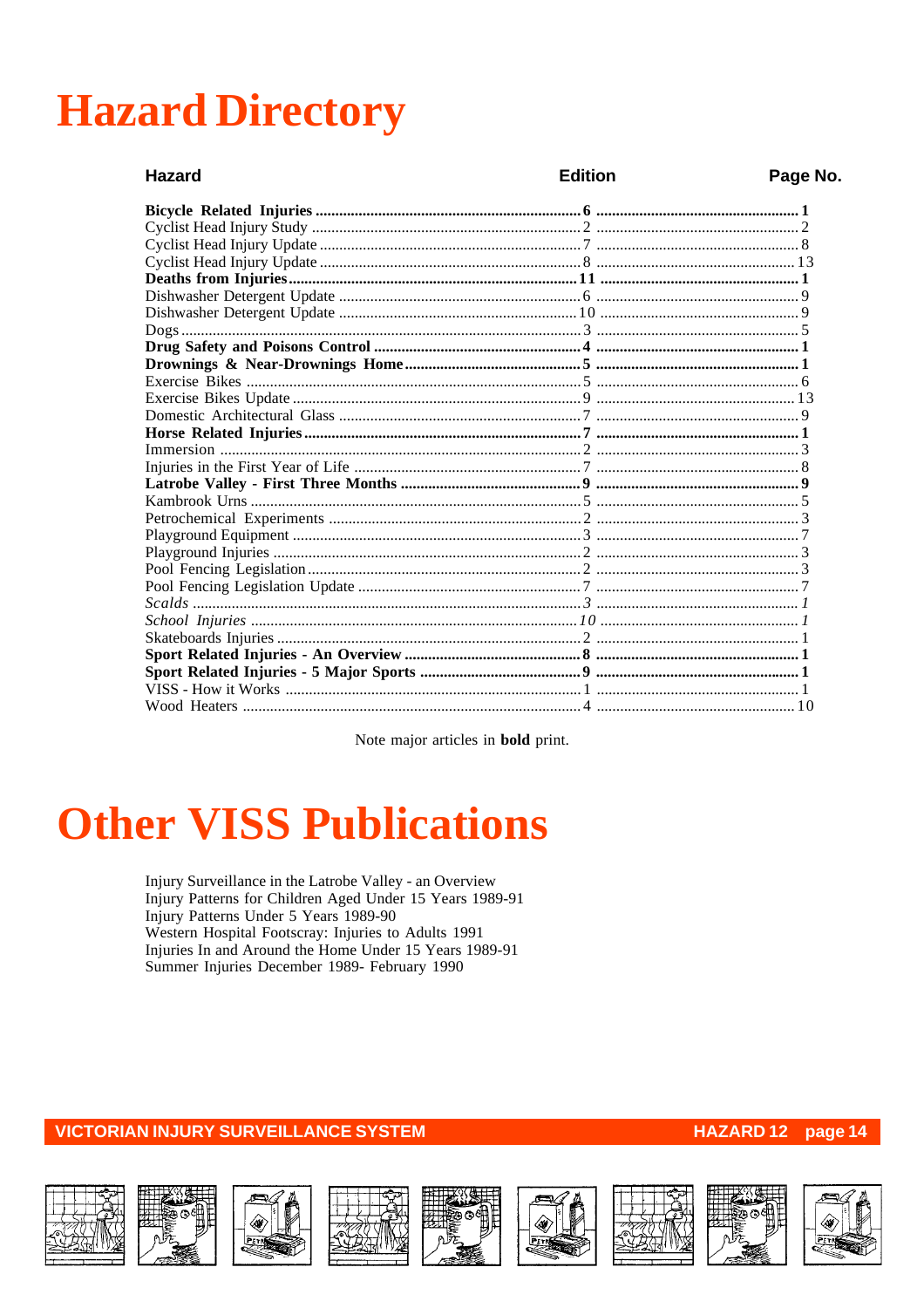# Hazard Directory

| Hazard | Edition | Page No. |
|---|---|---|
| **Bicycle Related Injuries** | **6** | **1** |
| Cyclist Head Injury Study | 2 | 2 |
| Cyclist Head Injury Update | 7 | 8 |
| Cyclist Head Injury Update | 8 | 13 |
| **Deaths from Injuries** | **11** | **1** |
| Dishwasher Detergent Update | 6 | 9 |
| Dishwasher Detergent Update | 10 | 9 |
| Dogs | 3 | 5 |
| **Drug Safety and Poisons Control** | **4** | **1** |
| **Drownings & Near-Drownings Home** | **5** | **1** |
| Exercise Bikes | 5 | 6 |
| Exercise Bikes Update | 9 | 13 |
| Domestic Architectural Glass | 7 | 9 |
| **Horse Related Injuries** | **7** | **1** |
| Immersion | 2 | 3 |
| Injuries in the First Year of Life | 7 | 8 |
| **Latrobe Valley - First Three Months** | **9** | **9** |
| Kambrook Urns | 5 | 5 |
| Petrochemical Experiments | 2 | 3 |
| Playground Equipment | 3 | 7 |
| Playground Injuries | 2 | 3 |
| Pool Fencing Legislation | 2 | 3 |
| Pool Fencing Legislation Update | 7 | 7 |
| *Scalds* | *3* | *1* |
| *School Injuries* | *10* | *1* |
| Skateboards Injuries | 2 | 1 |
| **Sport Related Injuries - An Overview** | **8** | **1** |
| **Sport Related Injuries - 5 Major Sports** | **9** | **1** |
| VISS - How it Works | 1 | 1 |
| Wood Heaters | 4 | 10 |

Note major articles in **bold** print.

# Other VISS Publications

Injury Surveillance in the Latrobe Valley - an Overview
Injury Patterns for Children Aged Under 15 Years 1989-91
Injury Patterns Under 5 Years 1989-90
Western Hospital Footscray: Injuries to Adults 1991
Injuries In and Around the Home Under 15 Years 1989-91
Summer Injuries December 1989- February 1990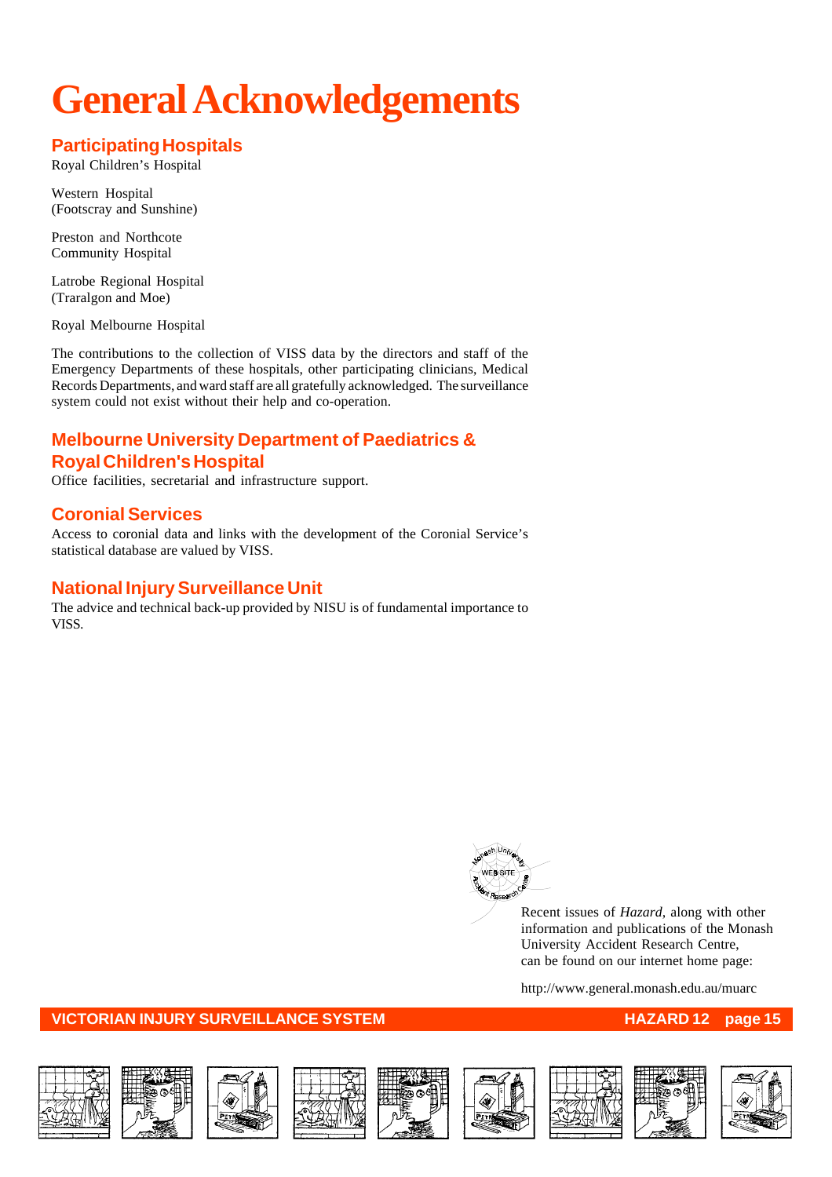# General Acknowledgements

## Participating Hospitals

Royal Children's Hospital

Western Hospital
(Footscray and Sunshine)

Preston and Northcote
Community Hospital

Latrobe Regional Hospital
(Traralgon and Moe)

Royal Melbourne Hospital

The contributions to the collection of VISS data by the directors and staff of the Emergency Departments of these hospitals, other participating clinicians, Medical Records Departments, and ward staff are all gratefully acknowledged. The surveillance system could not exist without their help and co-operation.

## Melbourne University Department of Paediatrics & Royal Children's Hospital

Office facilities, secretarial and infrastructure support.

## Coronial Services

Access to coronial data and links with the development of the Coronial Service's statistical database are valued by VISS.

## National Injury Surveillance Unit

The advice and technical back-up provided by NISU is of fundamental importance to VISS.

Recent issues of *Hazard*, along with other information and publications of the Monash University Accident Research Centre, can be found on our internet home page:

http://www.general.monash.edu.au/muarc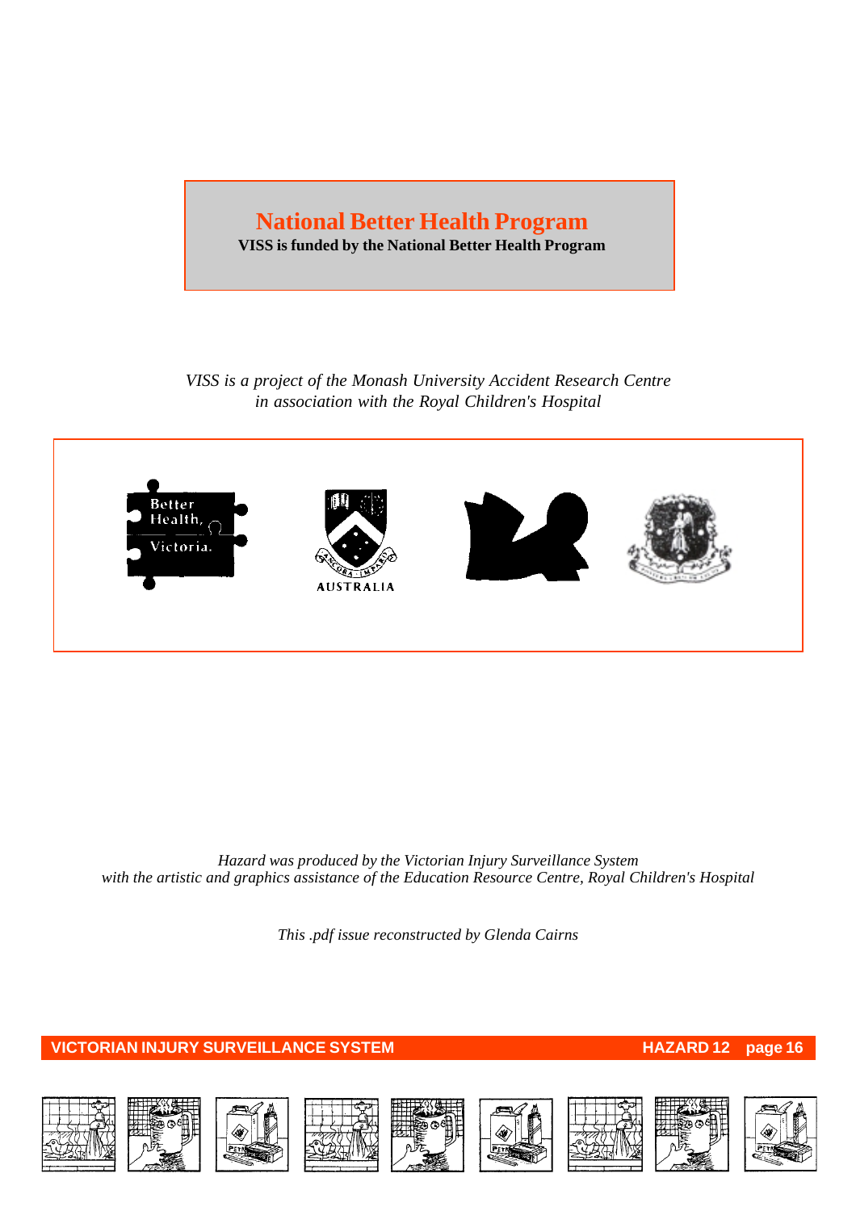## National Better Health Program

**VISS is funded by the National Better Health Program**

*VISS is a project of the Monash University Accident Research Centre in association with the Royal Children's Hospital*

*Hazard was produced by the Victorian Injury Surveillance System with the artistic and graphics assistance of the Education Resource Centre, Royal Children's Hospital*

*This .pdf issue reconstructed by Glenda Cairns*